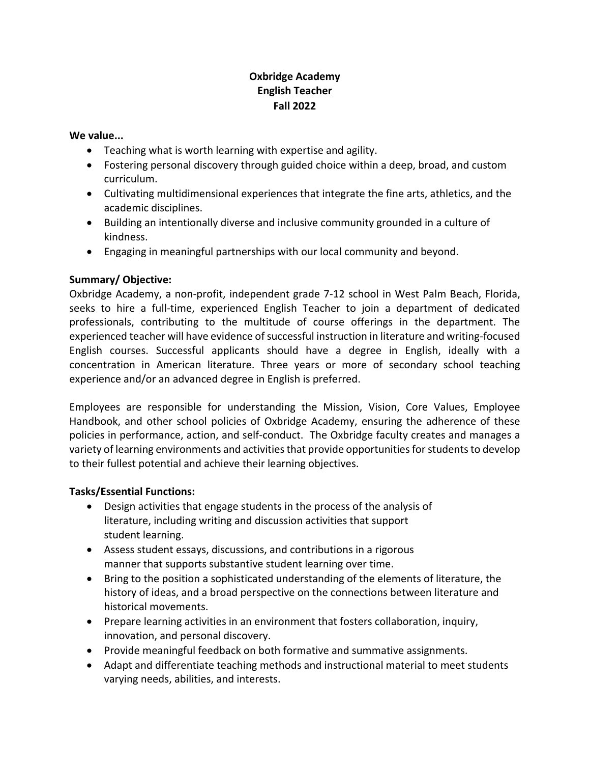**Oxbridge Academy**
**English Teacher**
**Fall 2022**

**We value...**

- Teaching what is worth learning with expertise and agility.
- Fostering personal discovery through guided choice within a deep, broad, and custom curriculum.
- Cultivating multidimensional experiences that integrate the fine arts, athletics, and the academic disciplines.
- Building an intentionally diverse and inclusive community grounded in a culture of kindness.
- Engaging in meaningful partnerships with our local community and beyond.

**Summary/ Objective:**

Oxbridge Academy, a non-profit, independent grade 7-12 school in West Palm Beach, Florida, seeks to hire a full-time, experienced English Teacher to join a department of dedicated professionals, contributing to the multitude of course offerings in the department. The experienced teacher will have evidence of successful instruction in literature and writing-focused English courses. Successful applicants should have a degree in English, ideally with a concentration in American literature. Three years or more of secondary school teaching experience and/or an advanced degree in English is preferred.

Employees are responsible for understanding the Mission, Vision, Core Values, Employee Handbook, and other school policies of Oxbridge Academy, ensuring the adherence of these policies in performance, action, and self-conduct. The Oxbridge faculty creates and manages a variety of learning environments and activities that provide opportunities for students to develop to their fullest potential and achieve their learning objectives.

**Tasks/Essential Functions:**

- Design activities that engage students in the process of the analysis of literature, including writing and discussion activities that support student learning.
- Assess student essays, discussions, and contributions in a rigorous manner that supports substantive student learning over time.
- Bring to the position a sophisticated understanding of the elements of literature, the history of ideas, and a broad perspective on the connections between literature and historical movements.
- Prepare learning activities in an environment that fosters collaboration, inquiry, innovation, and personal discovery.
- Provide meaningful feedback on both formative and summative assignments.
- Adapt and differentiate teaching methods and instructional material to meet students varying needs, abilities, and interests.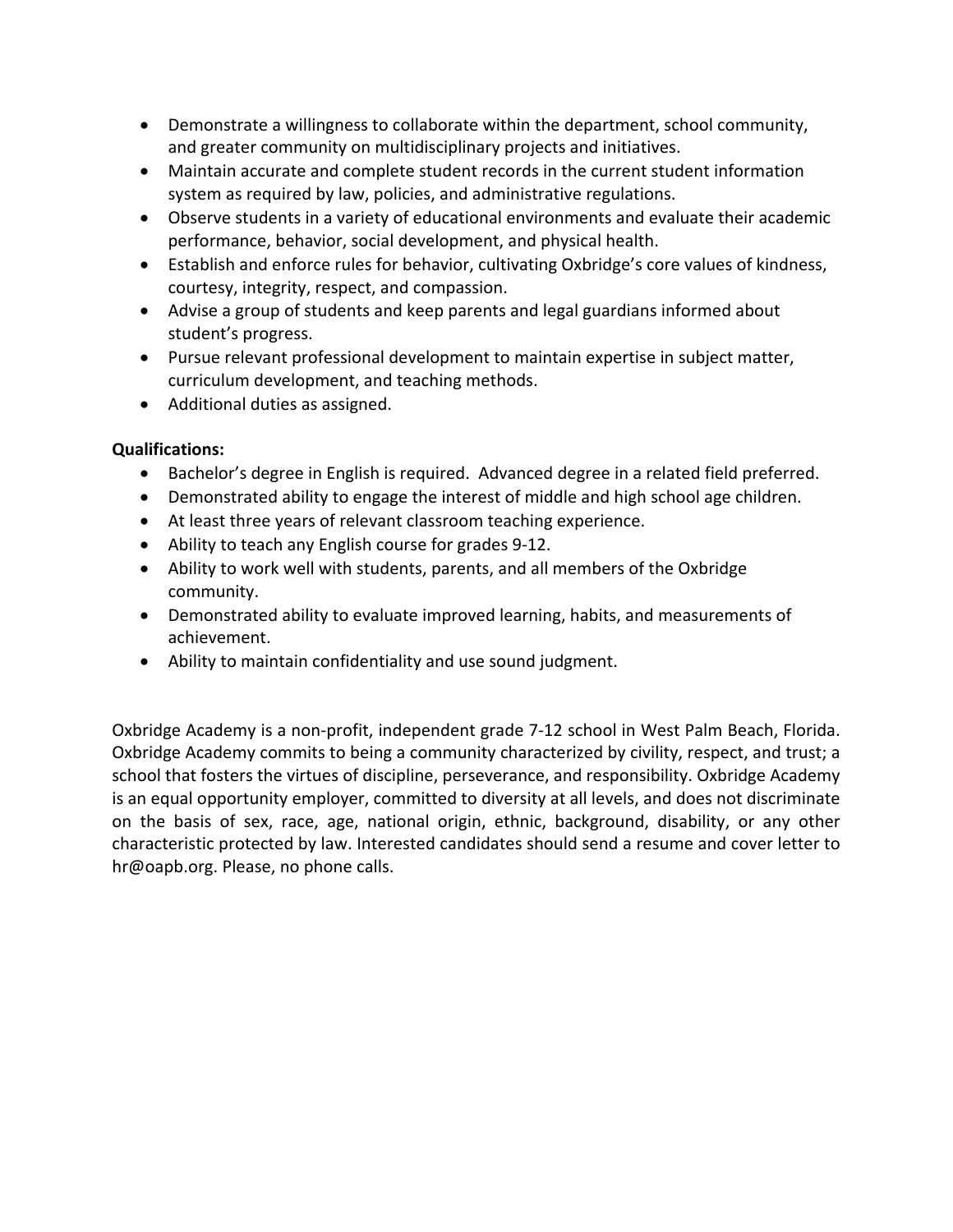- Demonstrate a willingness to collaborate within the department, school community, and greater community on multidisciplinary projects and initiatives.
- Maintain accurate and complete student records in the current student information system as required by law, policies, and administrative regulations.
- Observe students in a variety of educational environments and evaluate their academic performance, behavior, social development, and physical health.
- Establish and enforce rules for behavior, cultivating Oxbridge's core values of kindness, courtesy, integrity, respect, and compassion.
- Advise a group of students and keep parents and legal guardians informed about student's progress.
- Pursue relevant professional development to maintain expertise in subject matter, curriculum development, and teaching methods.
- Additional duties as assigned.

**Qualifications:**

- Bachelor's degree in English is required.  Advanced degree in a related field preferred.
- Demonstrated ability to engage the interest of middle and high school age children.
- At least three years of relevant classroom teaching experience.
- Ability to teach any English course for grades 9-12.
- Ability to work well with students, parents, and all members of the Oxbridge community.
- Demonstrated ability to evaluate improved learning, habits, and measurements of achievement.
- Ability to maintain confidentiality and use sound judgment.

Oxbridge Academy is a non-profit, independent grade 7-12 school in West Palm Beach, Florida. Oxbridge Academy commits to being a community characterized by civility, respect, and trust; a school that fosters the virtues of discipline, perseverance, and responsibility. Oxbridge Academy is an equal opportunity employer, committed to diversity at all levels, and does not discriminate on the basis of sex, race, age, national origin, ethnic, background, disability, or any other characteristic protected by law. Interested candidates should send a resume and cover letter to hr@oapb.org. Please, no phone calls.